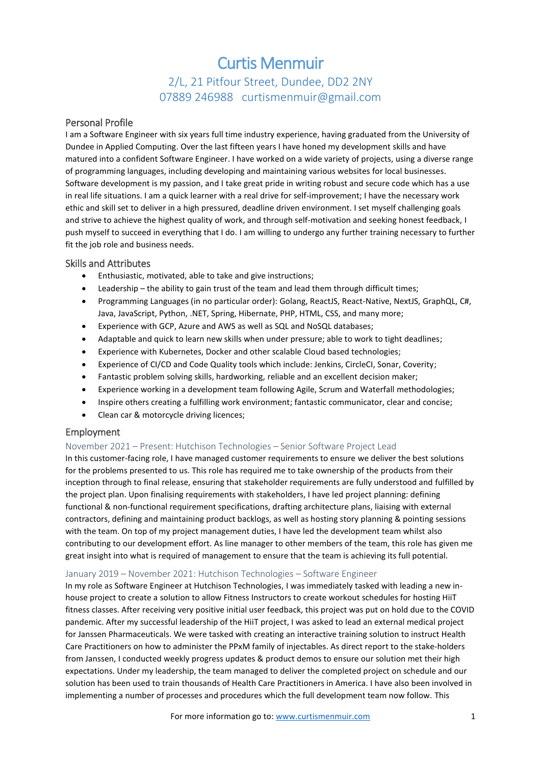# Curtis Menmuir

2/L, 21 Pitfour Street, Dundee, DD2 2NY
07889 246988 curtismenmuir@gmail.com

## Personal Profile

I am a Software Engineer with six years full time industry experience, having graduated from the University of Dundee in Applied Computing. Over the last fifteen years I have honed my development skills and have matured into a confident Software Engineer. I have worked on a wide variety of projects, using a diverse range of programming languages, including developing and maintaining various websites for local businesses. Software development is my passion, and I take great pride in writing robust and secure code which has a use in real life situations. I am a quick learner with a real drive for self-improvement; I have the necessary work ethic and skill set to deliver in a high pressured, deadline driven environment. I set myself challenging goals and strive to achieve the highest quality of work, and through self-motivation and seeking honest feedback, I push myself to succeed in everything that I do. I am willing to undergo any further training necessary to further fit the job role and business needs.

## Skills and Attributes

- Enthusiastic, motivated, able to take and give instructions;
- Leadership – the ability to gain trust of the team and lead them through difficult times;
- Programming Languages (in no particular order): Golang, ReactJS, React-Native, NextJS, GraphQL, C#, Java, JavaScript, Python, .NET, Spring, Hibernate, PHP, HTML, CSS, and many more;
- Experience with GCP, Azure and AWS as well as SQL and NoSQL databases;
- Adaptable and quick to learn new skills when under pressure; able to work to tight deadlines;
- Experience with Kubernetes, Docker and other scalable Cloud based technologies;
- Experience of CI/CD and Code Quality tools which include: Jenkins, CircleCI, Sonar, Coverity;
- Fantastic problem solving skills, hardworking, reliable and an excellent decision maker;
- Experience working in a development team following Agile, Scrum and Waterfall methodologies;
- Inspire others creating a fulfilling work environment; fantastic communicator, clear and concise;
- Clean car & motorcycle driving licences;

## Employment

### November 2021 – Present: Hutchison Technologies – Senior Software Project Lead

In this customer-facing role, I have managed customer requirements to ensure we deliver the best solutions for the problems presented to us. This role has required me to take ownership of the products from their inception through to final release, ensuring that stakeholder requirements are fully understood and fulfilled by the project plan. Upon finalising requirements with stakeholders, I have led project planning: defining functional & non-functional requirement specifications, drafting architecture plans, liaising with external contractors, defining and maintaining product backlogs, as well as hosting story planning & pointing sessions with the team. On top of my project management duties, I have led the development team whilst also contributing to our development effort. As line manager to other members of the team, this role has given me great insight into what is required of management to ensure that the team is achieving its full potential.

### January 2019 – November 2021: Hutchison Technologies – Software Engineer

In my role as Software Engineer at Hutchison Technologies, I was immediately tasked with leading a new in-house project to create a solution to allow Fitness Instructors to create workout schedules for hosting HiiT fitness classes. After receiving very positive initial user feedback, this project was put on hold due to the COVID pandemic. After my successful leadership of the HiiT project, I was asked to lead an external medical project for Janssen Pharmaceuticals. We were tasked with creating an interactive training solution to instruct Health Care Practitioners on how to administer the PPxM family of injectables. As direct report to the stake-holders from Janssen, I conducted weekly progress updates & product demos to ensure our solution met their high expectations. Under my leadership, the team managed to deliver the completed project on schedule and our solution has been used to train thousands of Health Care Practitioners in America. I have also been involved in implementing a number of processes and procedures which the full development team now follow. This

For more information go to: www.curtismenmuir.com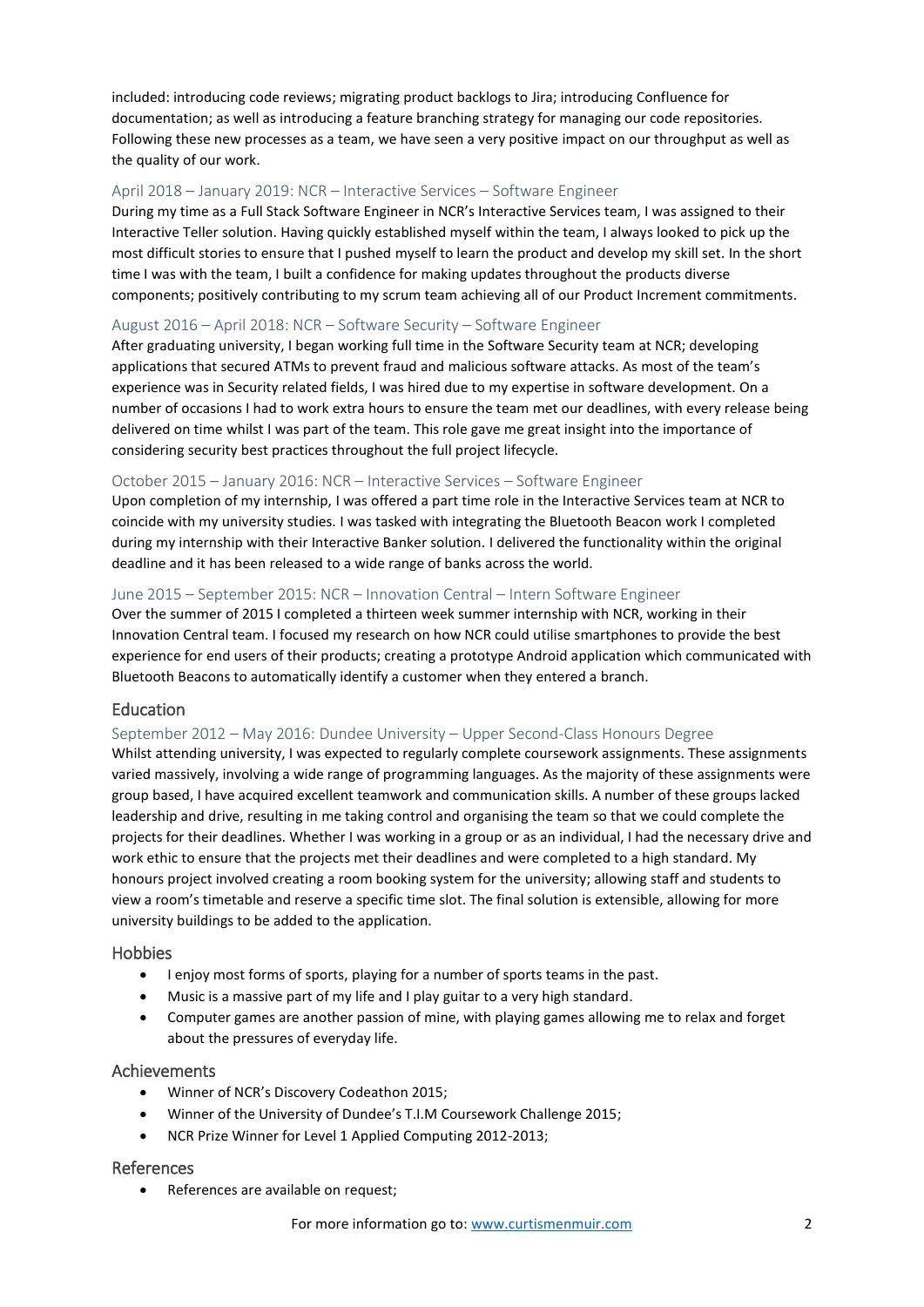included: introducing code reviews; migrating product backlogs to Jira; introducing Confluence for documentation; as well as introducing a feature branching strategy for managing our code repositories. Following these new processes as a team, we have seen a very positive impact on our throughput as well as the quality of our work.

### April 2018 – January 2019: NCR – Interactive Services – Software Engineer

During my time as a Full Stack Software Engineer in NCR's Interactive Services team, I was assigned to their Interactive Teller solution. Having quickly established myself within the team, I always looked to pick up the most difficult stories to ensure that I pushed myself to learn the product and develop my skill set. In the short time I was with the team, I built a confidence for making updates throughout the products diverse components; positively contributing to my scrum team achieving all of our Product Increment commitments.

### August 2016 – April 2018: NCR – Software Security – Software Engineer

After graduating university, I began working full time in the Software Security team at NCR; developing applications that secured ATMs to prevent fraud and malicious software attacks. As most of the team's experience was in Security related fields, I was hired due to my expertise in software development. On a number of occasions I had to work extra hours to ensure the team met our deadlines, with every release being delivered on time whilst I was part of the team. This role gave me great insight into the importance of considering security best practices throughout the full project lifecycle.

### October 2015 – January 2016: NCR – Interactive Services – Software Engineer

Upon completion of my internship, I was offered a part time role in the Interactive Services team at NCR to coincide with my university studies. I was tasked with integrating the Bluetooth Beacon work I completed during my internship with their Interactive Banker solution. I delivered the functionality within the original deadline and it has been released to a wide range of banks across the world.

### June 2015 – September 2015: NCR – Innovation Central – Intern Software Engineer

Over the summer of 2015 I completed a thirteen week summer internship with NCR, working in their Innovation Central team. I focused my research on how NCR could utilise smartphones to provide the best experience for end users of their products; creating a prototype Android application which communicated with Bluetooth Beacons to automatically identify a customer when they entered a branch.

## Education

### September 2012 – May 2016: Dundee University – Upper Second-Class Honours Degree

Whilst attending university, I was expected to regularly complete coursework assignments. These assignments varied massively, involving a wide range of programming languages. As the majority of these assignments were group based, I have acquired excellent teamwork and communication skills. A number of these groups lacked leadership and drive, resulting in me taking control and organising the team so that we could complete the projects for their deadlines. Whether I was working in a group or as an individual, I had the necessary drive and work ethic to ensure that the projects met their deadlines and were completed to a high standard. My honours project involved creating a room booking system for the university; allowing staff and students to view a room's timetable and reserve a specific time slot. The final solution is extensible, allowing for more university buildings to be added to the application.

## Hobbies

- I enjoy most forms of sports, playing for a number of sports teams in the past.
- Music is a massive part of my life and I play guitar to a very high standard.
- Computer games are another passion of mine, with playing games allowing me to relax and forget about the pressures of everyday life.

## Achievements

- Winner of NCR's Discovery Codeathon 2015;
- Winner of the University of Dundee's T.I.M Coursework Challenge 2015;
- NCR Prize Winner for Level 1 Applied Computing 2012-2013;

## References

- References are available on request;

For more information go to: [www.curtismenmuir.com](www.curtismenmuir.com)